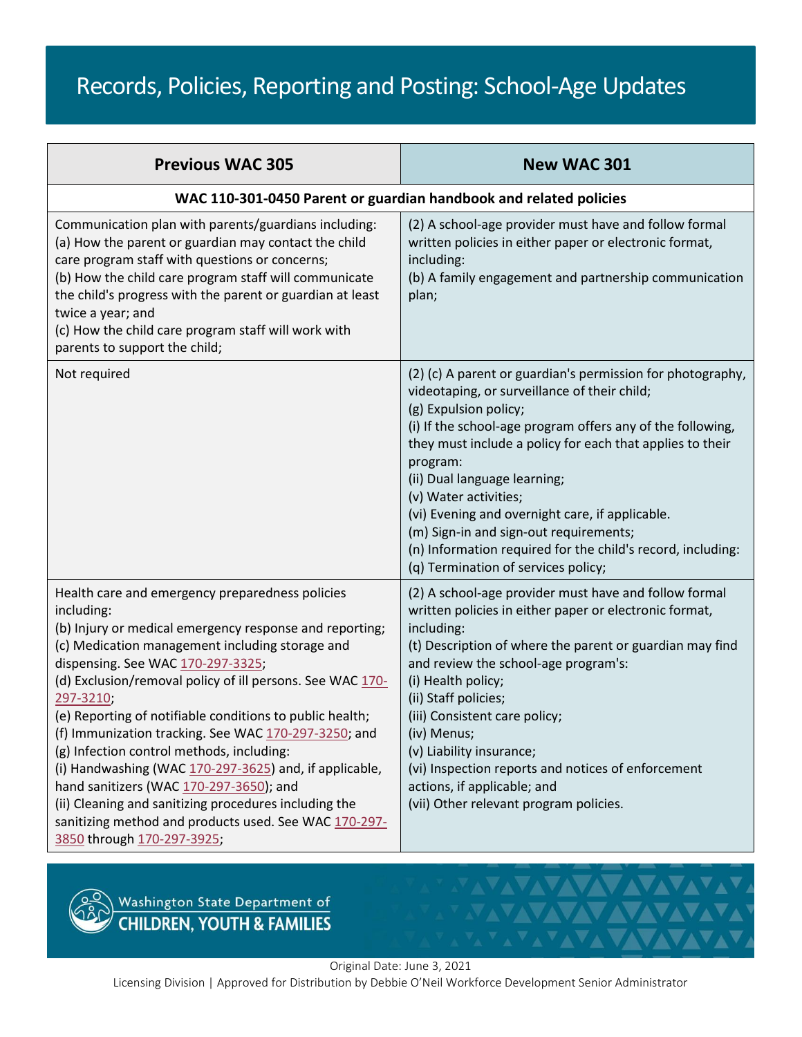# Records, Policies, Reporting and Posting: School-Age Updates

| Previous WAC 305 | New WAC 301 |
|---|---|
| **WAC 110-301-0450 Parent or guardian handbook and related policies** | |
| Communication plan with parents/guardians including:<br>(a) How the parent or guardian may contact the child care program staff with questions or concerns;<br>(b) How the child care program staff will communicate the child's progress with the parent or guardian at least twice a year; and<br>(c) How the child care program staff will work with parents to support the child; | (2) A school-age provider must have and follow formal written policies in either paper or electronic format, including:<br>(b) A family engagement and partnership communication plan; |
| Not required | (2) (c) A parent or guardian's permission for photography, videotaping, or surveillance of their child;<br>(g) Expulsion policy;<br>(i) If the school-age program offers any of the following, they must include a policy for each that applies to their program:<br>(ii) Dual language learning;<br>(v) Water activities;<br>(vi) Evening and overnight care, if applicable.<br>(m) Sign-in and sign-out requirements;<br>(n) Information required for the child's record, including:<br>(q) Termination of services policy; |
| Health care and emergency preparedness policies including:<br>(b) Injury or medical emergency response and reporting;<br>(c) Medication management including storage and dispensing. See WAC 170-297-3325;<br>(d) Exclusion/removal policy of ill persons. See WAC 170-297-3210;<br>(e) Reporting of notifiable conditions to public health;<br>(f) Immunization tracking. See WAC 170-297-3250; and<br>(g) Infection control methods, including:<br>(i) Handwashing (WAC 170-297-3625) and, if applicable, hand sanitizers (WAC 170-297-3650); and<br>(ii) Cleaning and sanitizing procedures including the sanitizing method and products used. See WAC 170-297-3850 through 170-297-3925; | (2) A school-age provider must have and follow formal written policies in either paper or electronic format, including:<br>(t) Description of where the parent or guardian may find and review the school-age program's:<br>(i) Health policy;<br>(ii) Staff policies;<br>(iii) Consistent care policy;<br>(iv) Menus;<br>(v) Liability insurance;<br>(vi) Inspection reports and notices of enforcement actions, if applicable; and<br>(vii) Other relevant program policies. |

Washington State Department of CHILDREN, YOUTH & FAMILIES

Original Date: June 3, 2021

Licensing Division | Approved for Distribution by Debbie O'Neil Workforce Development Senior Administrator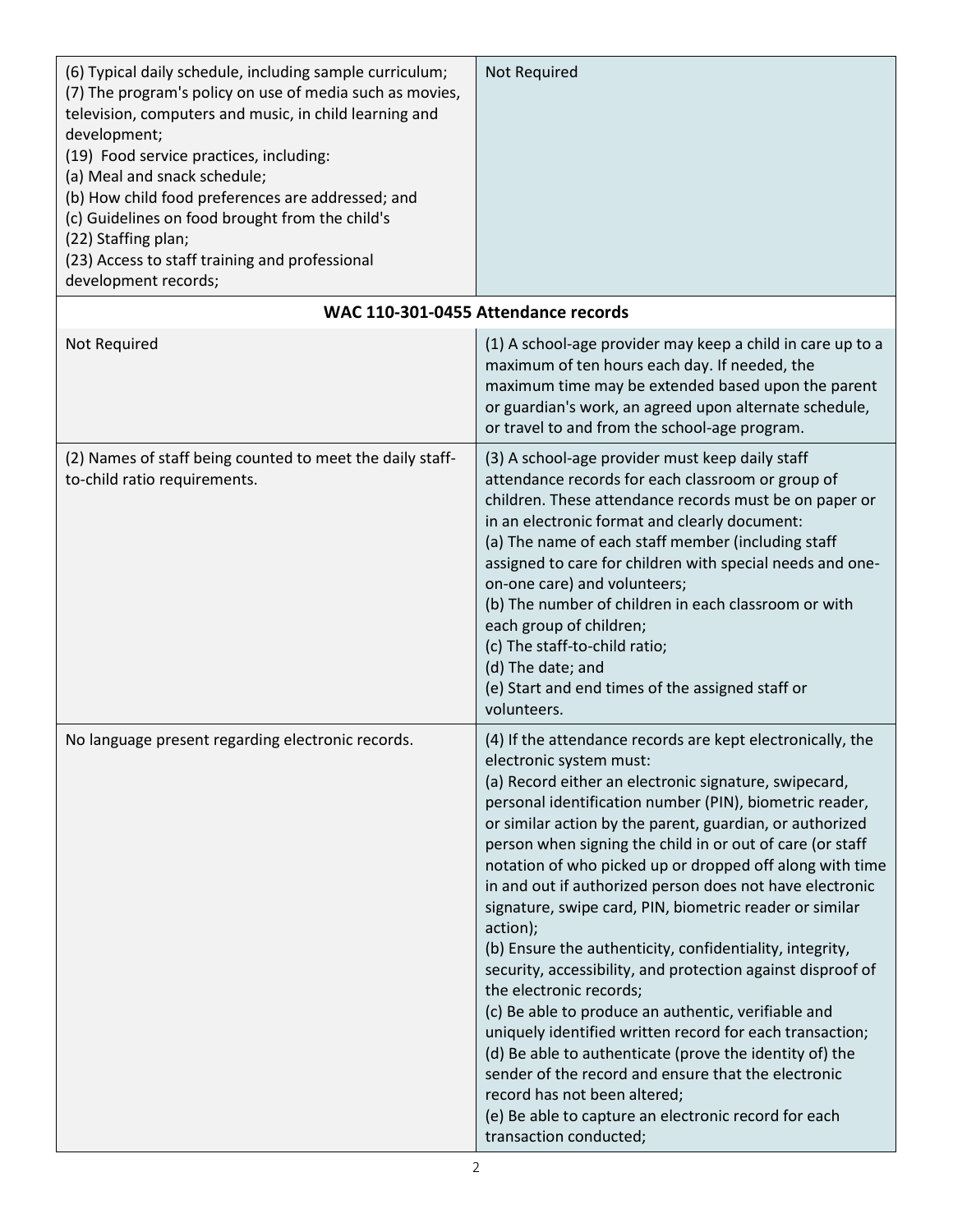| | |
|---|---|
| (6) Typical daily schedule, including sample curriculum;<br>(7) The program's policy on use of media such as movies, television, computers and music, in child learning and development;<br>(19) Food service practices, including:<br>(a) Meal and snack schedule;<br>(b) How child food preferences are addressed; and<br>(c) Guidelines on food brought from the child's<br>(22) Staffing plan;<br>(23) Access to staff training and professional development records; | Not Required |
| **WAC 110-301-0455 Attendance records** | |
| Not Required | (1) A school-age provider may keep a child in care up to a maximum of ten hours each day. If needed, the maximum time may be extended based upon the parent or guardian's work, an agreed upon alternate schedule, or travel to and from the school-age program. |
| (2) Names of staff being counted to meet the daily staff-to-child ratio requirements. | (3) A school-age provider must keep daily staff attendance records for each classroom or group of children. These attendance records must be on paper or in an electronic format and clearly document:<br>(a) The name of each staff member (including staff assigned to care for children with special needs and one-on-one care) and volunteers;<br>(b) The number of children in each classroom or with each group of children;<br>(c) The staff-to-child ratio;<br>(d) The date; and<br>(e) Start and end times of the assigned staff or volunteers. |
| No language present regarding electronic records. | (4) If the attendance records are kept electronically, the electronic system must:<br>(a) Record either an electronic signature, swipecard, personal identification number (PIN), biometric reader, or similar action by the parent, guardian, or authorized person when signing the child in or out of care (or staff notation of who picked up or dropped off along with time in and out if authorized person does not have electronic signature, swipe card, PIN, biometric reader or similar action);<br>(b) Ensure the authenticity, confidentiality, integrity, security, accessibility, and protection against disproof of the electronic records;<br>(c) Be able to produce an authentic, verifiable and uniquely identified written record for each transaction;<br>(d) Be able to authenticate (prove the identity of) the sender of the record and ensure that the electronic record has not been altered;<br>(e) Be able to capture an electronic record for each transaction conducted; |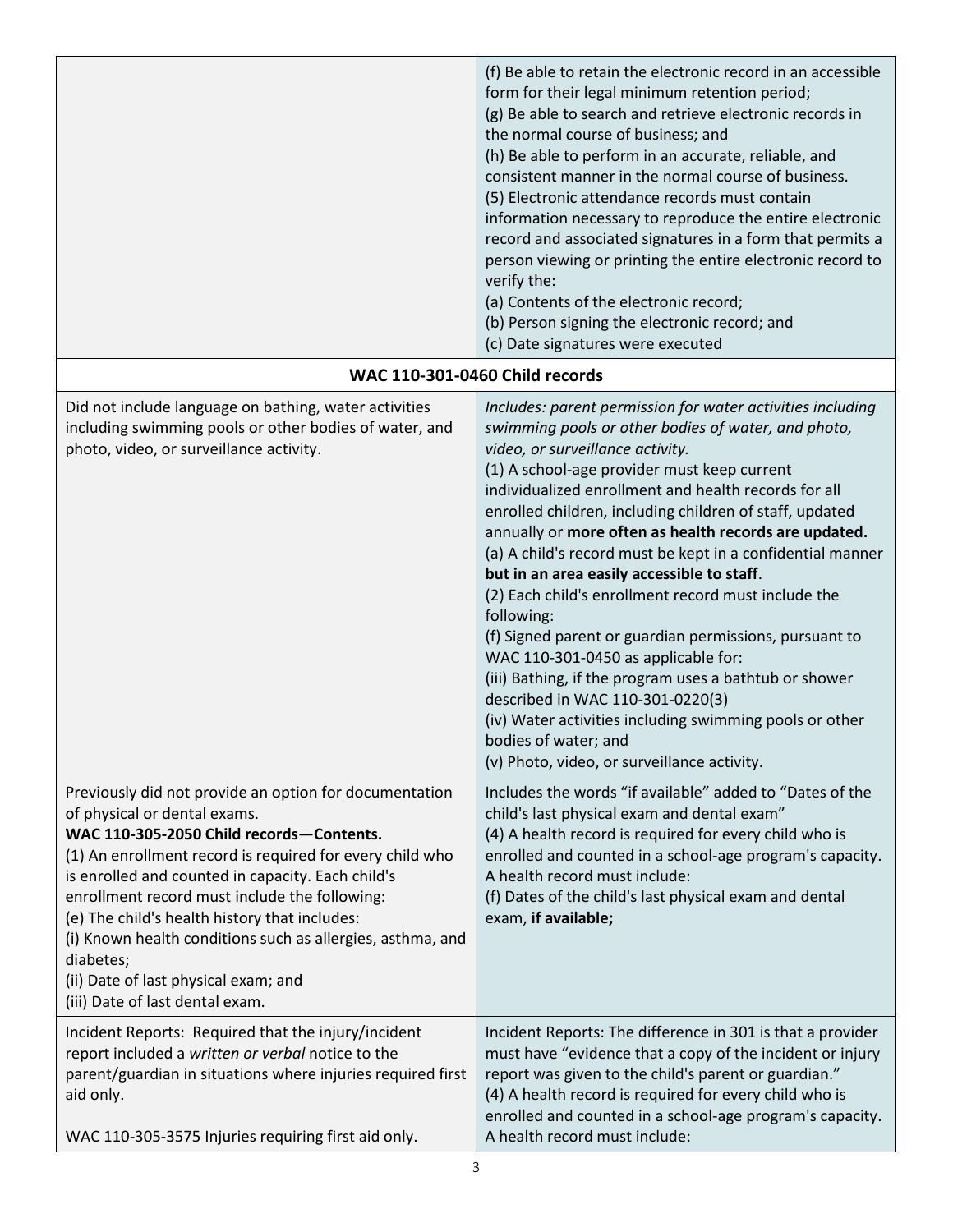| | |
|---|---|
| | (f) Be able to retain the electronic record in an accessible form for their legal minimum retention period;<br>(g) Be able to search and retrieve electronic records in the normal course of business; and<br>(h) Be able to perform in an accurate, reliable, and consistent manner in the normal course of business.<br>(5) Electronic attendance records must contain information necessary to reproduce the entire electronic record and associated signatures in a form that permits a person viewing or printing the entire electronic record to verify the:<br>(a) Contents of the electronic record;<br>(b) Person signing the electronic record; and<br>(c) Date signatures were executed |
| **WAC 110-301-0460 Child records** | |
| Did not include language on bathing, water activities including swimming pools or other bodies of water, and photo, video, or surveillance activity. | *Includes: parent permission for water activities including swimming pools or other bodies of water, and photo, video, or surveillance activity.*<br>(1) A school-age provider must keep current individualized enrollment and health records for all enrolled children, including children of staff, updated annually or **more often as health records are updated.**<br>(a) A child's record must be kept in a confidential manner **but in an area easily accessible to staff**.<br>(2) Each child's enrollment record must include the following:<br>(f) Signed parent or guardian permissions, pursuant to WAC 110-301-0450 as applicable for:<br>(iii) Bathing, if the program uses a bathtub or shower described in WAC 110-301-0220(3)<br>(iv) Water activities including swimming pools or other bodies of water; and<br>(v) Photo, video, or surveillance activity. |
| Previously did not provide an option for documentation of physical or dental exams.<br>**WAC 110-305-2050 Child records—Contents.**<br>(1) An enrollment record is required for every child who is enrolled and counted in capacity. Each child's enrollment record must include the following:<br>(e) The child's health history that includes:<br>(i) Known health conditions such as allergies, asthma, and diabetes;<br>(ii) Date of last physical exam; and<br>(iii) Date of last dental exam. | Includes the words "if available" added to "Dates of the child's last physical exam and dental exam"<br>(4) A health record is required for every child who is enrolled and counted in a school-age program's capacity. A health record must include:<br>(f) Dates of the child's last physical exam and dental exam, **if available;** |
| Incident Reports: Required that the injury/incident report included a *written or verbal* notice to the parent/guardian in situations where injuries required first aid only.<br><br>WAC 110-305-3575 Injuries requiring first aid only. | Incident Reports: The difference in 301 is that a provider must have "evidence that a copy of the incident or injury report was given to the child's parent or guardian."<br>(4) A health record is required for every child who is enrolled and counted in a school-age program's capacity. A health record must include: |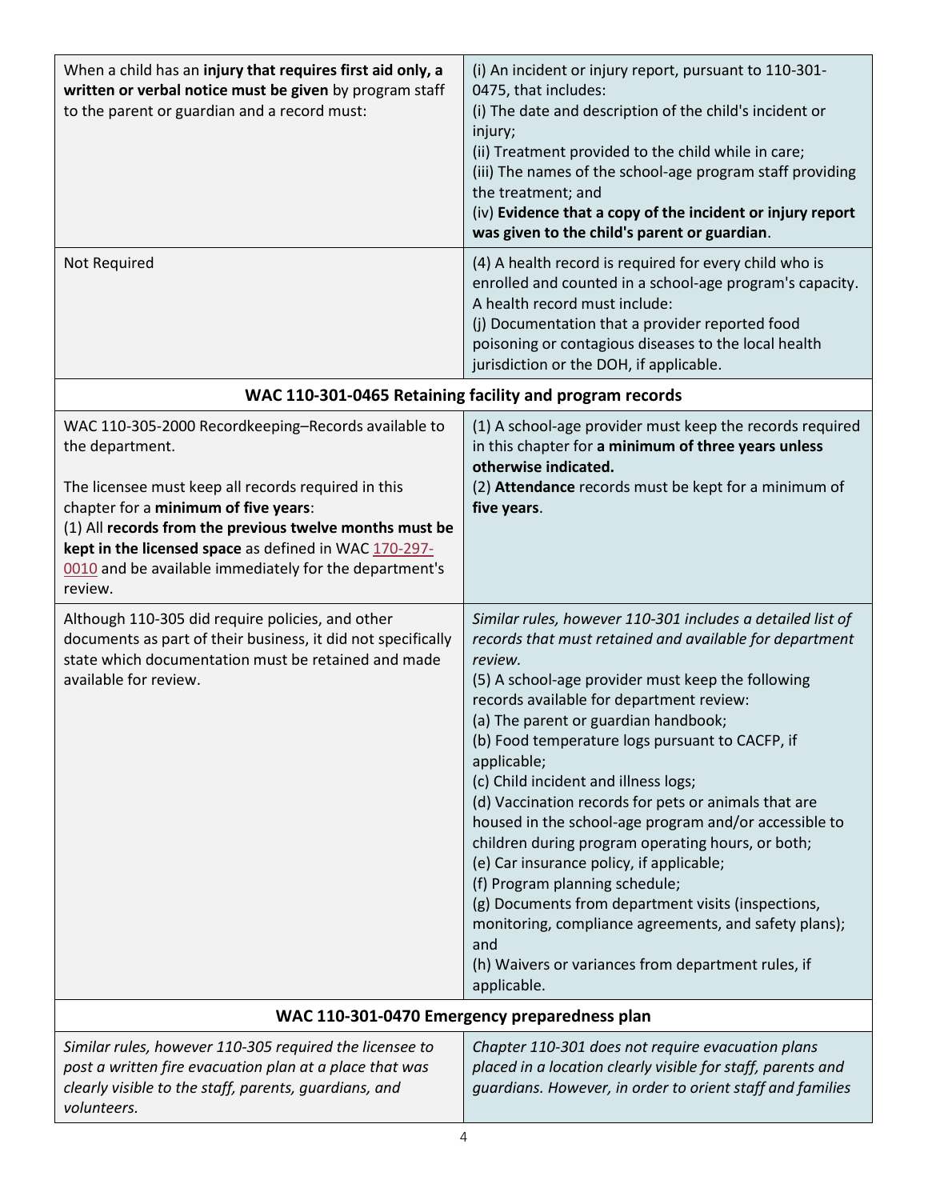| | |
|---|---|
| When a child has an **injury that requires first aid only, a written or verbal notice must be given** by program staff to the parent or guardian and a record must: | (i) An incident or injury report, pursuant to 110-301-0475, that includes:<br>(i) The date and description of the child's incident or injury;<br>(ii) Treatment provided to the child while in care;<br>(iii) The names of the school-age program staff providing the treatment; and<br>(iv) **Evidence that a copy of the incident or injury report was given to the child's parent or guardian**. |
| Not Required | (4) A health record is required for every child who is enrolled and counted in a school-age program's capacity. A health record must include:<br>(j) Documentation that a provider reported food poisoning or contagious diseases to the local health jurisdiction or the DOH, if applicable. |
| **WAC 110-301-0465 Retaining facility and program records** | |
| WAC 110-305-2000 Recordkeeping–Records available to the department.<br><br>The licensee must keep all records required in this chapter for a **minimum of five years**:<br>(1) All **records from the previous twelve months must be kept in the licensed space** as defined in WAC 170-297-0010 and be available immediately for the department's review. | (1) A school-age provider must keep the records required in this chapter for **a minimum of three years unless otherwise indicated.**<br>(2) **Attendance** records must be kept for a minimum of **five years**. |
| Although 110-305 did require policies, and other documents as part of their business, it did not specifically state which documentation must be retained and made available for review. | *Similar rules, however 110-301 includes a detailed list of records that must retained and available for department review.*<br>(5) A school-age provider must keep the following records available for department review:<br>(a) The parent or guardian handbook;<br>(b) Food temperature logs pursuant to CACFP, if applicable;<br>(c) Child incident and illness logs;<br>(d) Vaccination records for pets or animals that are housed in the school-age program and/or accessible to children during program operating hours, or both;<br>(e) Car insurance policy, if applicable;<br>(f) Program planning schedule;<br>(g) Documents from department visits (inspections, monitoring, compliance agreements, and safety plans); and<br>(h) Waivers or variances from department rules, if applicable. |
| **WAC 110-301-0470 Emergency preparedness plan** | |
| *Similar rules, however 110-305 required the licensee to post a written fire evacuation plan at a place that was clearly visible to the staff, parents, guardians, and volunteers.* | *Chapter 110-301 does not require evacuation plans placed in a location clearly visible for staff, parents and guardians. However, in order to orient staff and families* |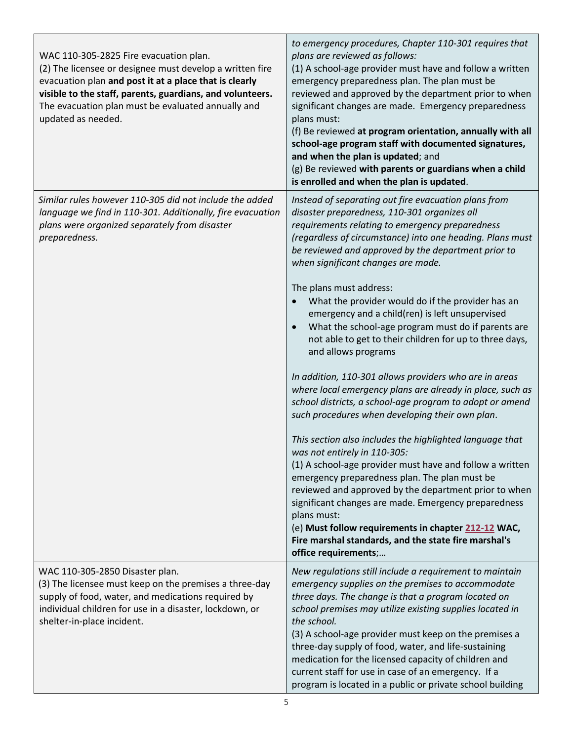| | |
|---|---|
| WAC 110-305-2825 Fire evacuation plan.<br>(2) The licensee or designee must develop a written fire evacuation plan **and post it at a place that is clearly visible to the staff, parents, guardians, and volunteers.** The evacuation plan must be evaluated annually and updated as needed. | *to emergency procedures, Chapter 110-301 requires that plans are reviewed as follows:*<br>(1) A school-age provider must have and follow a written emergency preparedness plan. The plan must be reviewed and approved by the department prior to when significant changes are made. Emergency preparedness plans must:<br>(f) Be reviewed **at program orientation, annually with all school-age program staff with documented signatures, and when the plan is updated**; and<br>(g) Be reviewed **with parents or guardians when a child is enrolled and when the plan is updated**. |
| *Similar rules however 110-305 did not include the added language we find in 110-301. Additionally, fire evacuation plans were organized separately from disaster preparedness.* | *Instead of separating out fire evacuation plans from disaster preparedness, 110-301 organizes all requirements relating to emergency preparedness (regardless of circumstance) into one heading. Plans must be reviewed and approved by the department prior to when significant changes are made.*<br><br>The plans must address:<br>• What the provider would do if the provider has an emergency and a child(ren) is left unsupervised<br>• What the school-age program must do if parents are not able to get to their children for up to three days, and allows programs<br><br>*In addition, 110-301 allows providers who are in areas where local emergency plans are already in place, such as school districts, a school-age program to adopt or amend such procedures when developing their own plan*.<br><br>*This section also includes the highlighted language that was not entirely in 110-305:*<br>(1) A school-age provider must have and follow a written emergency preparedness plan. The plan must be reviewed and approved by the department prior to when significant changes are made. Emergency preparedness plans must:<br>(e) **Must follow requirements in chapter 212-12 WAC, Fire marshal standards, and the state fire marshal's office requirements**;… |
| WAC 110-305-2850 Disaster plan.<br>(3) The licensee must keep on the premises a three-day supply of food, water, and medications required by individual children for use in a disaster, lockdown, or shelter-in-place incident. | *New regulations still include a requirement to maintain emergency supplies on the premises to accommodate three days. The change is that a program located on school premises may utilize existing supplies located in the school.*<br>(3) A school-age provider must keep on the premises a three-day supply of food, water, and life-sustaining medication for the licensed capacity of children and current staff for use in case of an emergency. If a program is located in a public or private school building |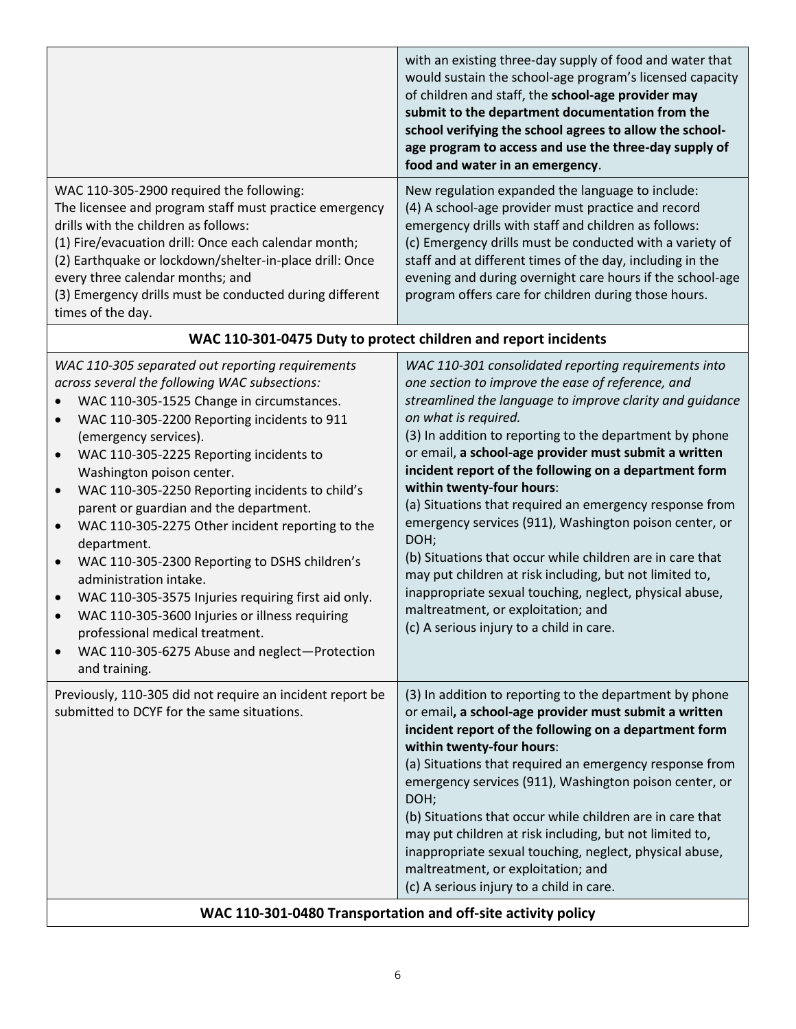| | |
|---|---|
| | with an existing three-day supply of food and water that would sustain the school-age program's licensed capacity of children and staff, the **school-age provider may submit to the department documentation from the school verifying the school agrees to allow the school-age program to access and use the three-day supply of food and water in an emergency**. |
| WAC 110-305-2900 required the following:<br>The licensee and program staff must practice emergency drills with the children as follows:<br>(1) Fire/evacuation drill: Once each calendar month;<br>(2) Earthquake or lockdown/shelter-in-place drill: Once every three calendar months; and<br>(3) Emergency drills must be conducted during different times of the day. | New regulation expanded the language to include:<br>(4) A school-age provider must practice and record emergency drills with staff and children as follows:<br>(c) Emergency drills must be conducted with a variety of staff and at different times of the day, including in the evening and during overnight care hours if the school-age program offers care for children during those hours. |
| **WAC 110-301-0475 Duty to protect children and report incidents** | |
| *WAC 110-305 separated out reporting requirements across several the following WAC subsections:*<br>• WAC 110-305-1525 Change in circumstances.<br>• WAC 110-305-2200 Reporting incidents to 911 (emergency services).<br>• WAC 110-305-2225 Reporting incidents to Washington poison center.<br>• WAC 110-305-2250 Reporting incidents to child's parent or guardian and the department.<br>• WAC 110-305-2275 Other incident reporting to the department.<br>• WAC 110-305-2300 Reporting to DSHS children's administration intake.<br>• WAC 110-305-3575 Injuries requiring first aid only.<br>• WAC 110-305-3600 Injuries or illness requiring professional medical treatment.<br>• WAC 110-305-6275 Abuse and neglect—Protection and training. | *WAC 110-301 consolidated reporting requirements into one section to improve the ease of reference, and streamlined the language to improve clarity and guidance on what is required.*<br>(3) In addition to reporting to the department by phone or email, **a school-age provider must submit a written incident report of the following on a department form within twenty-four hours**:<br>(a) Situations that required an emergency response from emergency services (911), Washington poison center, or DOH;<br>(b) Situations that occur while children are in care that may put children at risk including, but not limited to, inappropriate sexual touching, neglect, physical abuse, maltreatment, or exploitation; and<br>(c) A serious injury to a child in care. |
| Previously, 110-305 did not require an incident report be submitted to DCYF for the same situations. | (3) In addition to reporting to the department by phone or email**, a school-age provider must submit a written incident report of the following on a department form within twenty-four hours**:<br>(a) Situations that required an emergency response from emergency services (911), Washington poison center, or DOH;<br>(b) Situations that occur while children are in care that may put children at risk including, but not limited to, inappropriate sexual touching, neglect, physical abuse, maltreatment, or exploitation; and<br>(c) A serious injury to a child in care. |
| **WAC 110-301-0480 Transportation and off-site activity policy** | |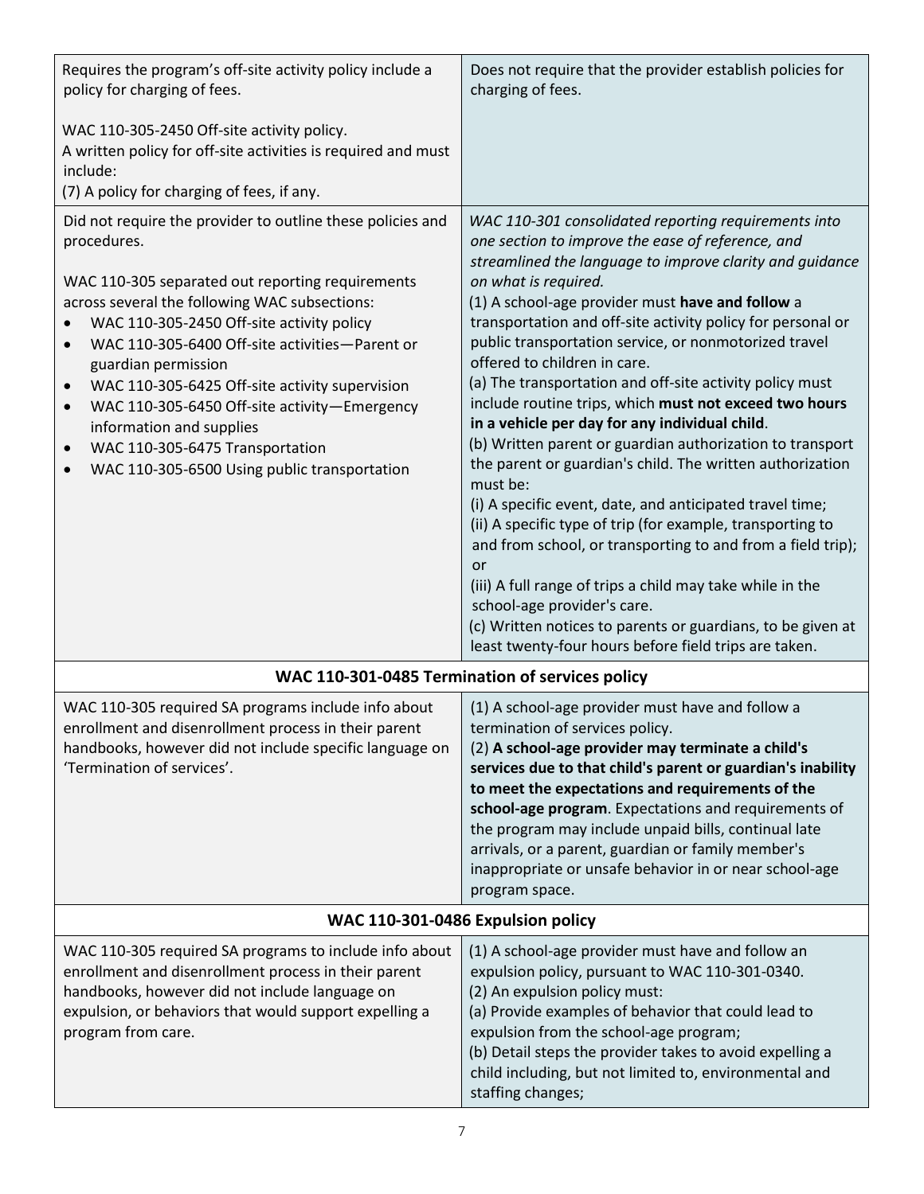| | |
|---|---|
| Requires the program's off-site activity policy include a policy for charging of fees.<br><br>WAC 110-305-2450 Off-site activity policy.<br>A written policy for off-site activities is required and must include:<br>(7) A policy for charging of fees, if any. | Does not require that the provider establish policies for charging of fees. |
| Did not require the provider to outline these policies and procedures.<br><br>WAC 110-305 separated out reporting requirements across several the following WAC subsections:<br>• WAC 110-305-2450 Off-site activity policy<br>• WAC 110-305-6400 Off-site activities—Parent or guardian permission<br>• WAC 110-305-6425 Off-site activity supervision<br>• WAC 110-305-6450 Off-site activity—Emergency information and supplies<br>• WAC 110-305-6475 Transportation<br>• WAC 110-305-6500 Using public transportation | *WAC 110-301 consolidated reporting requirements into one section to improve the ease of reference, and streamlined the language to improve clarity and guidance on what is required.*<br>(1) A school-age provider must **have and follow** a transportation and off-site activity policy for personal or public transportation service, or nonmotorized travel offered to children in care.<br>(a) The transportation and off-site activity policy must include routine trips, which **must not exceed two hours in a vehicle per day for any individual child**.<br>(b) Written parent or guardian authorization to transport the parent or guardian's child. The written authorization must be:<br>(i) A specific event, date, and anticipated travel time;<br>(ii) A specific type of trip (for example, transporting to and from school, or transporting to and from a field trip); or<br>(iii) A full range of trips a child may take while in the school-age provider's care.<br>(c) Written notices to parents or guardians, to be given at least twenty-four hours before field trips are taken. |
| **WAC 110-301-0485 Termination of services policy** | |
| WAC 110-305 required SA programs include info about enrollment and disenrollment process in their parent handbooks, however did not include specific language on 'Termination of services'. | (1) A school-age provider must have and follow a termination of services policy.<br>(2) **A school-age provider may terminate a child's services due to that child's parent or guardian's inability to meet the expectations and requirements of the school-age program**. Expectations and requirements of the program may include unpaid bills, continual late arrivals, or a parent, guardian or family member's inappropriate or unsafe behavior in or near school-age program space. |
| **WAC 110-301-0486 Expulsion policy** | |
| WAC 110-305 required SA programs to include info about enrollment and disenrollment process in their parent handbooks, however did not include language on expulsion, or behaviors that would support expelling a program from care. | (1) A school-age provider must have and follow an expulsion policy, pursuant to WAC 110-301-0340.<br>(2) An expulsion policy must:<br>(a) Provide examples of behavior that could lead to expulsion from the school-age program;<br>(b) Detail steps the provider takes to avoid expelling a child including, but not limited to, environmental and staffing changes; |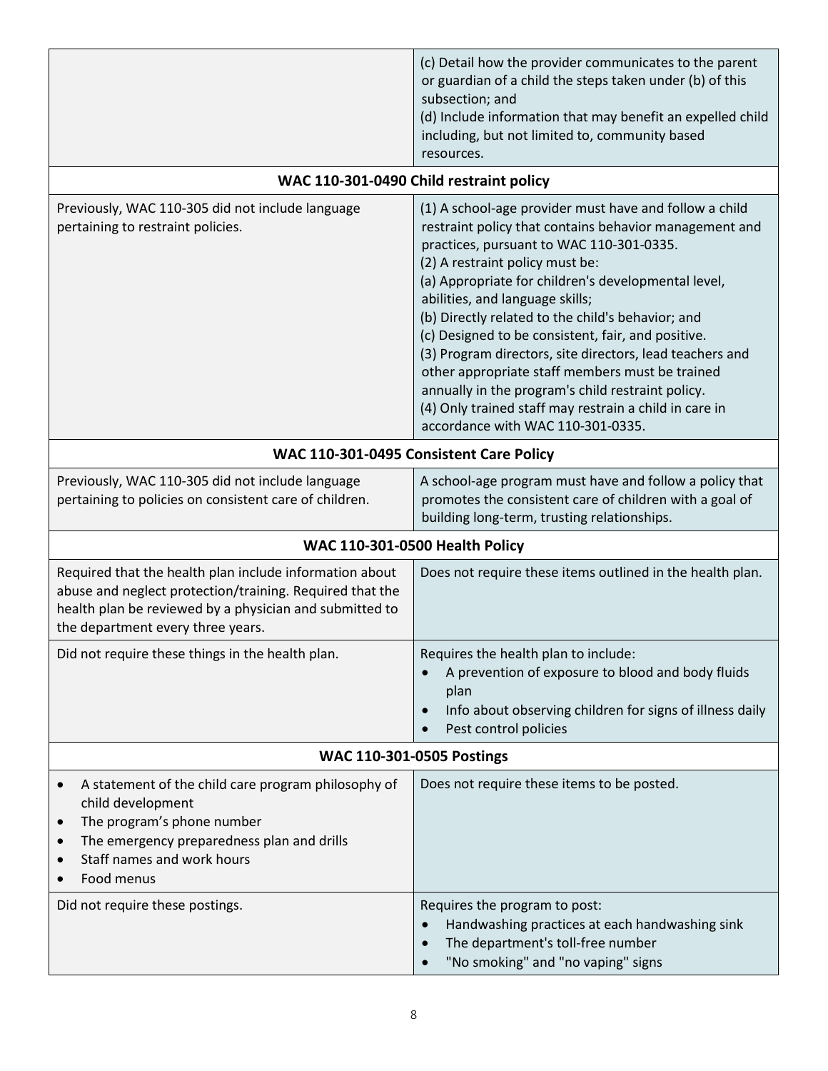| | |
|---|---|
| | (c) Detail how the provider communicates to the parent or guardian of a child the steps taken under (b) of this subsection; and<br>(d) Include information that may benefit an expelled child including, but not limited to, community based resources. |
| **WAC 110-301-0490 Child restraint policy** | |
| Previously, WAC 110-305 did not include language pertaining to restraint policies. | (1) A school-age provider must have and follow a child restraint policy that contains behavior management and practices, pursuant to WAC 110-301-0335.<br>(2) A restraint policy must be:<br>(a) Appropriate for children's developmental level, abilities, and language skills;<br>(b) Directly related to the child's behavior; and<br>(c) Designed to be consistent, fair, and positive.<br>(3) Program directors, site directors, lead teachers and other appropriate staff members must be trained annually in the program's child restraint policy.<br>(4) Only trained staff may restrain a child in care in accordance with WAC 110-301-0335. |
| **WAC 110-301-0495 Consistent Care Policy** | |
| Previously, WAC 110-305 did not include language pertaining to policies on consistent care of children. | A school-age program must have and follow a policy that promotes the consistent care of children with a goal of building long-term, trusting relationships. |
| **WAC 110-301-0500 Health Policy** | |
| Required that the health plan include information about abuse and neglect protection/training. Required that the health plan be reviewed by a physician and submitted to the department every three years. | Does not require these items outlined in the health plan. |
| Did not require these things in the health plan. | Requires the health plan to include:<br>• A prevention of exposure to blood and body fluids plan<br>• Info about observing children for signs of illness daily<br>• Pest control policies |
| **WAC 110-301-0505 Postings** | |
| • A statement of the child care program philosophy of child development<br>• The program's phone number<br>• The emergency preparedness plan and drills<br>• Staff names and work hours<br>• Food menus | Does not require these items to be posted. |
| Did not require these postings. | Requires the program to post:<br>• Handwashing practices at each handwashing sink<br>• The department's toll-free number<br>• "No smoking" and "no vaping" signs |